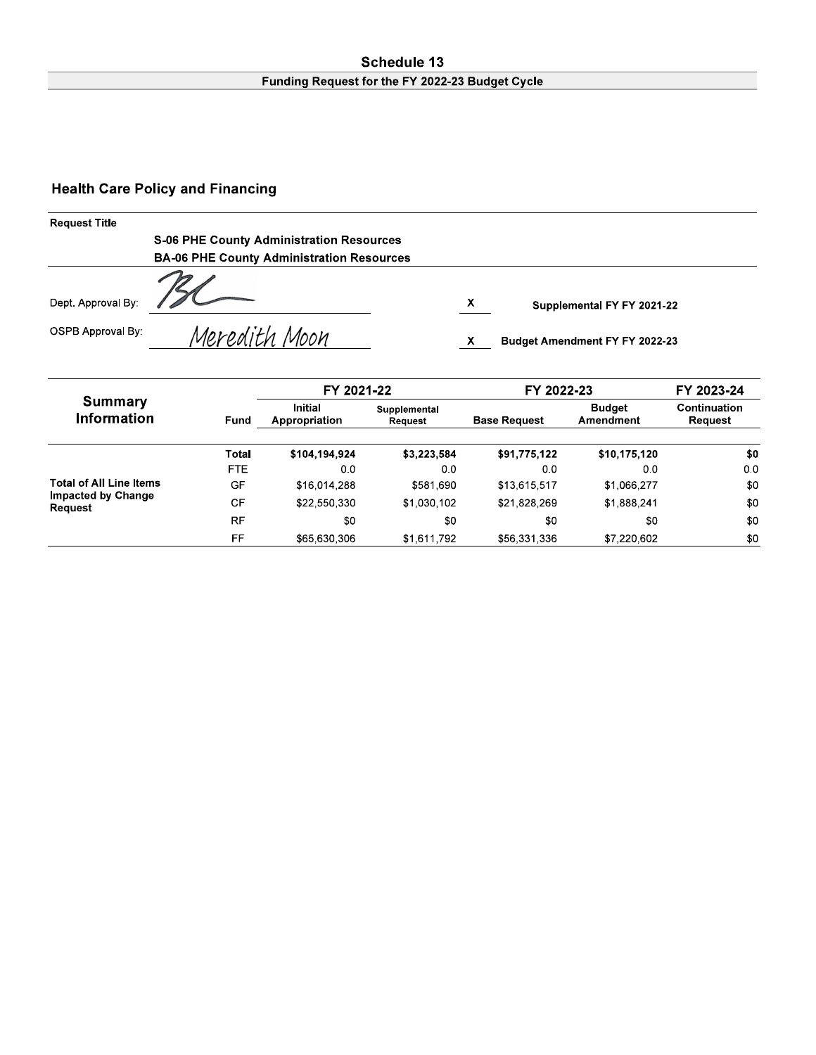# Schedule 13

## Funding Request for the FY 2022-23 Budget Cycle

### Health Care Policy and Financing

**Request Title**

**S-06 PHE County Administration Resources**
**BA-06 PHE County Administration Resources**

Dept. Approval By: BL

OSPB Approval By: Meredith Moon

X Supplemental FY FY 2021-22

X Budget Amendment FY FY 2022-23

| Summary Information | Fund | FY 2021-22 | | FY 2022-23 | | FY 2023-24 |
|---|---|---|---|---|---|---|
| | | Initial Appropriation | Supplemental Request | Base Request | Budget Amendment | Continuation Request |
| Total of All Line Items Impacted by Change Request | Total | $104,194,924 | $3,223,584 | $91,775,122 | $10,175,120 | $0 |
| | FTE | 0.0 | 0.0 | 0.0 | 0.0 | 0.0 |
| | GF | $16,014,288 | $581,690 | $13,615,517 | $1,066,277 | $0 |
| | CF | $22,550,330 | $1,030,102 | $21,828,269 | $1,888,241 | $0 |
| | RF | $0 | $0 | $0 | $0 | $0 |
| | FF | $65,630,306 | $1,611,792 | $56,331,336 | $7,220,602 | $0 |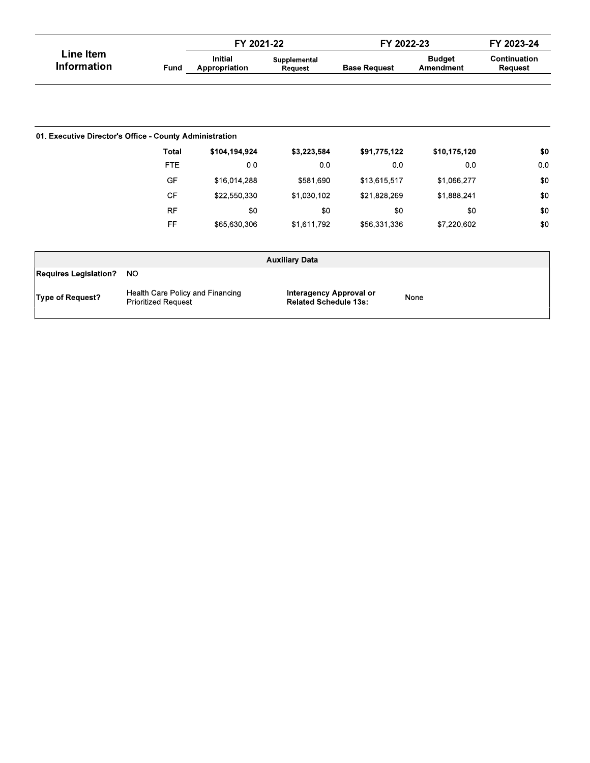| Line Item Information | Fund | FY 2021-22 Initial Appropriation | FY 2021-22 Supplemental Request | FY 2022-23 Base Request | FY 2022-23 Budget Amendment | FY 2023-24 Continuation Request |
|---|---|---|---|---|---|---|
| **01. Executive Director's Office - County Administration** | | | | | | |
| | **Total** | **$104,194,924** | **$3,223,584** | **$91,775,122** | **$10,175,120** | **$0** |
| | FTE | 0.0 | 0.0 | 0.0 | 0.0 | 0.0 |
| | GF | $16,014,288 | $581,690 | $13,615,517 | $1,066,277 | $0 |
| | CF | $22,550,330 | $1,030,102 | $21,828,269 | $1,888,241 | $0 |
| | RF | $0 | $0 | $0 | $0 | $0 |
| | FF | $65,630,306 | $1,611,792 | $56,331,336 | $7,220,602 | $0 |

| Auxiliary Data | | | |
|---|---|---|---|
| **Requires Legislation?** | NO | | |
| **Type of Request?** | Health Care Policy and Financing Prioritized Request | **Interagency Approval or Related Schedule 13s:** | None |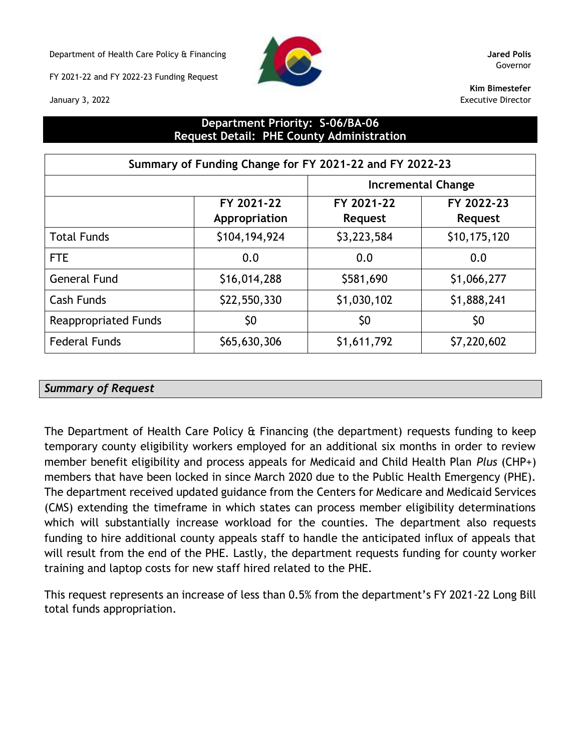Department of Health Care Policy & Financing

FY 2021-22 and FY 2022-23 Funding Request

January 3, 2022

**Jared Polis**
Governor

**Kim Bimestefer**
Executive Director

## Department Priority: S-06/BA-06
## Request Detail: PHE County Administration

| Summary of Funding Change for FY 2021-22 and FY 2022-23 | | | |
|---|---|---|---|
| | | **Incremental Change** | |
| | **FY 2021-22 Appropriation** | **FY 2021-22 Request** | **FY 2022-23 Request** |
| Total Funds | $104,194,924 | $3,223,584 | $10,175,120 |
| FTE | 0.0 | 0.0 | 0.0 |
| General Fund | $16,014,288 | $581,690 | $1,066,277 |
| Cash Funds | $22,550,330 | $1,030,102 | $1,888,241 |
| Reappropriated Funds | $0 | $0 | $0 |
| Federal Funds | $65,630,306 | $1,611,792 | $7,220,602 |

### *Summary of Request*

The Department of Health Care Policy & Financing (the department) requests funding to keep temporary county eligibility workers employed for an additional six months in order to review member benefit eligibility and process appeals for Medicaid and Child Health Plan *Plus* (CHP+) members that have been locked in since March 2020 due to the Public Health Emergency (PHE). The department received updated guidance from the Centers for Medicare and Medicaid Services (CMS) extending the timeframe in which states can process member eligibility determinations which will substantially increase workload for the counties. The department also requests funding to hire additional county appeals staff to handle the anticipated influx of appeals that will result from the end of the PHE. Lastly, the department requests funding for county worker training and laptop costs for new staff hired related to the PHE.

This request represents an increase of less than 0.5% from the department's FY 2021-22 Long Bill total funds appropriation.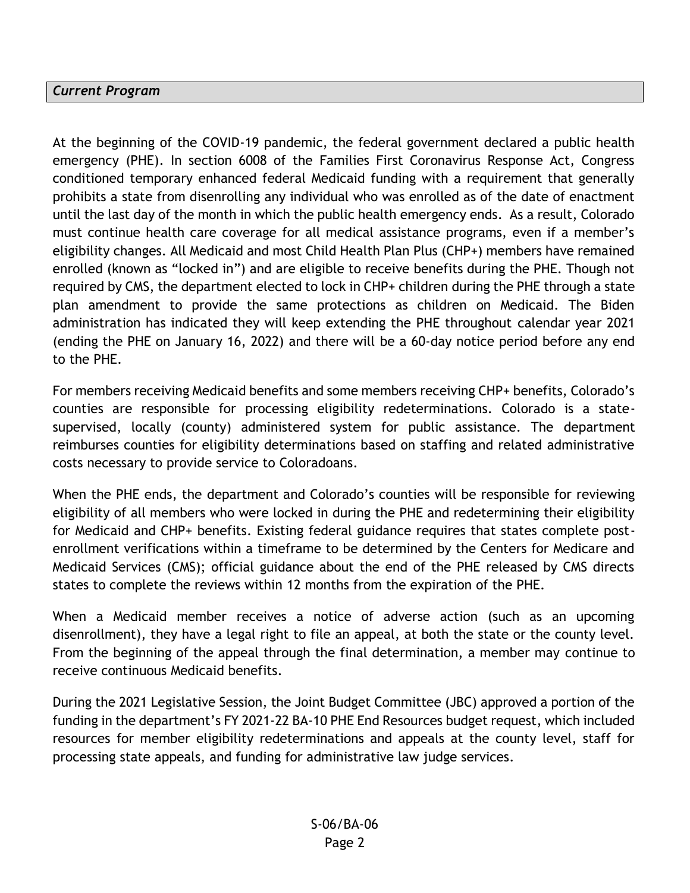## *Current Program*

At the beginning of the COVID-19 pandemic, the federal government declared a public health emergency (PHE). In section 6008 of the Families First Coronavirus Response Act, Congress conditioned temporary enhanced federal Medicaid funding with a requirement that generally prohibits a state from disenrolling any individual who was enrolled as of the date of enactment until the last day of the month in which the public health emergency ends. As a result, Colorado must continue health care coverage for all medical assistance programs, even if a member's eligibility changes. All Medicaid and most Child Health Plan Plus (CHP+) members have remained enrolled (known as "locked in") and are eligible to receive benefits during the PHE. Though not required by CMS, the department elected to lock in CHP+ children during the PHE through a state plan amendment to provide the same protections as children on Medicaid. The Biden administration has indicated they will keep extending the PHE throughout calendar year 2021 (ending the PHE on January 16, 2022) and there will be a 60-day notice period before any end to the PHE.

For members receiving Medicaid benefits and some members receiving CHP+ benefits, Colorado's counties are responsible for processing eligibility redeterminations. Colorado is a state-supervised, locally (county) administered system for public assistance. The department reimburses counties for eligibility determinations based on staffing and related administrative costs necessary to provide service to Coloradoans.

When the PHE ends, the department and Colorado's counties will be responsible for reviewing eligibility of all members who were locked in during the PHE and redetermining their eligibility for Medicaid and CHP+ benefits. Existing federal guidance requires that states complete post-enrollment verifications within a timeframe to be determined by the Centers for Medicare and Medicaid Services (CMS); official guidance about the end of the PHE released by CMS directs states to complete the reviews within 12 months from the expiration of the PHE.

When a Medicaid member receives a notice of adverse action (such as an upcoming disenrollment), they have a legal right to file an appeal, at both the state or the county level. From the beginning of the appeal through the final determination, a member may continue to receive continuous Medicaid benefits.

During the 2021 Legislative Session, the Joint Budget Committee (JBC) approved a portion of the funding in the department's FY 2021-22 BA-10 PHE End Resources budget request, which included resources for member eligibility redeterminations and appeals at the county level, staff for processing state appeals, and funding for administrative law judge services.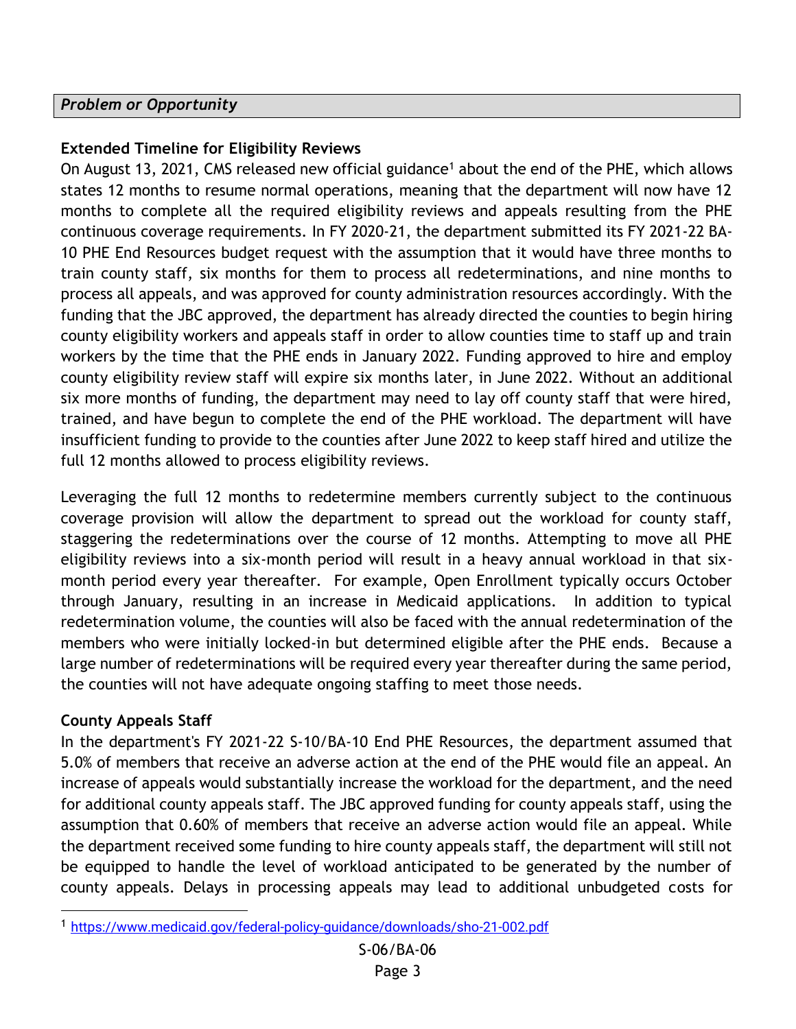***Problem or Opportunity***

**Extended Timeline for Eligibility Reviews**

On August 13, 2021, CMS released new official guidance[1] about the end of the PHE, which allows states 12 months to resume normal operations, meaning that the department will now have 12 months to complete all the required eligibility reviews and appeals resulting from the PHE continuous coverage requirements. In FY 2020-21, the department submitted its FY 2021-22 BA-10 PHE End Resources budget request with the assumption that it would have three months to train county staff, six months for them to process all redeterminations, and nine months to process all appeals, and was approved for county administration resources accordingly. With the funding that the JBC approved, the department has already directed the counties to begin hiring county eligibility workers and appeals staff in order to allow counties time to staff up and train workers by the time that the PHE ends in January 2022. Funding approved to hire and employ county eligibility review staff will expire six months later, in June 2022. Without an additional six more months of funding, the department may need to lay off county staff that were hired, trained, and have begun to complete the end of the PHE workload. The department will have insufficient funding to provide to the counties after June 2022 to keep staff hired and utilize the full 12 months allowed to process eligibility reviews.

Leveraging the full 12 months to redetermine members currently subject to the continuous coverage provision will allow the department to spread out the workload for county staff, staggering the redeterminations over the course of 12 months. Attempting to move all PHE eligibility reviews into a six-month period will result in a heavy annual workload in that six-month period every year thereafter. For example, Open Enrollment typically occurs October through January, resulting in an increase in Medicaid applications. In addition to typical redetermination volume, the counties will also be faced with the annual redetermination of the members who were initially locked-in but determined eligible after the PHE ends. Because a large number of redeterminations will be required every year thereafter during the same period, the counties will not have adequate ongoing staffing to meet those needs.

**County Appeals Staff**

In the department's FY 2021-22 S-10/BA-10 End PHE Resources, the department assumed that 5.0% of members that receive an adverse action at the end of the PHE would file an appeal. An increase of appeals would substantially increase the workload for the department, and the need for additional county appeals staff. The JBC approved funding for county appeals staff, using the assumption that 0.60% of members that receive an adverse action would file an appeal. While the department received some funding to hire county appeals staff, the department will still not be equipped to handle the level of workload anticipated to be generated by the number of county appeals. Delays in processing appeals may lead to additional unbudgeted costs for

[1] https://www.medicaid.gov/federal-policy-guidance/downloads/sho-21-002.pdf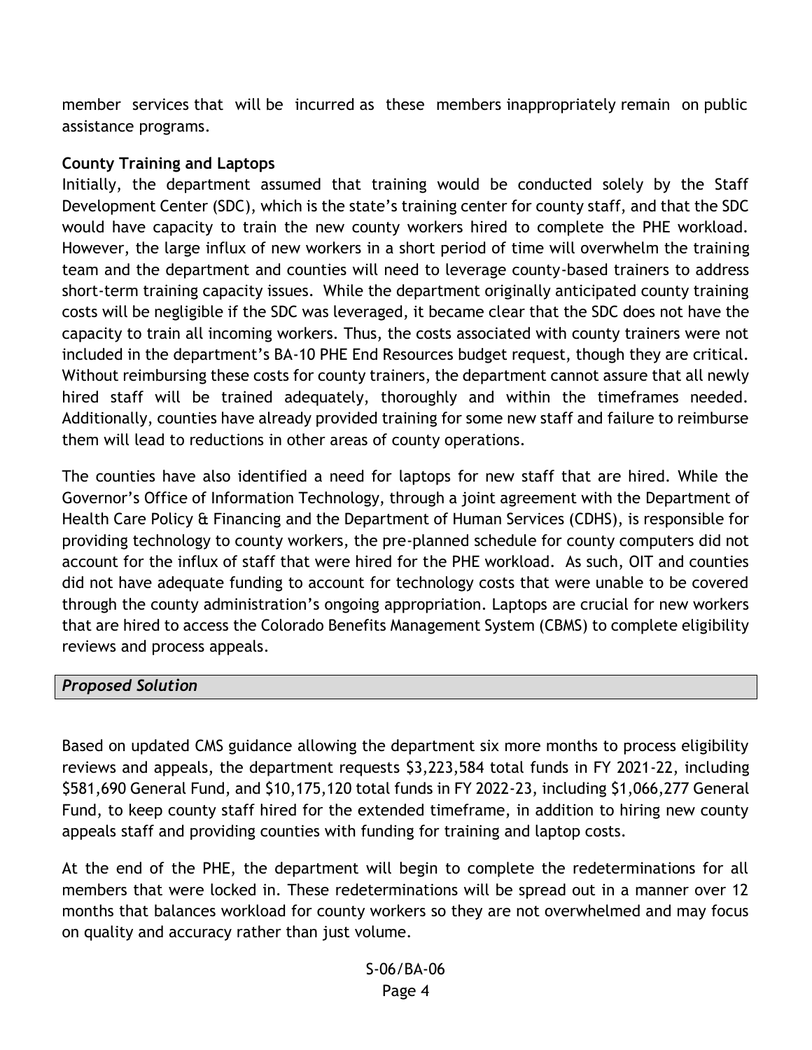member services that will be incurred as these members inappropriately remain on public assistance programs.

**County Training and Laptops**

Initially, the department assumed that training would be conducted solely by the Staff Development Center (SDC), which is the state's training center for county staff, and that the SDC would have capacity to train the new county workers hired to complete the PHE workload. However, the large influx of new workers in a short period of time will overwhelm the training team and the department and counties will need to leverage county-based trainers to address short-term training capacity issues. While the department originally anticipated county training costs will be negligible if the SDC was leveraged, it became clear that the SDC does not have the capacity to train all incoming workers. Thus, the costs associated with county trainers were not included in the department's BA-10 PHE End Resources budget request, though they are critical. Without reimbursing these costs for county trainers, the department cannot assure that all newly hired staff will be trained adequately, thoroughly and within the timeframes needed. Additionally, counties have already provided training for some new staff and failure to reimburse them will lead to reductions in other areas of county operations.

The counties have also identified a need for laptops for new staff that are hired. While the Governor's Office of Information Technology, through a joint agreement with the Department of Health Care Policy & Financing and the Department of Human Services (CDHS), is responsible for providing technology to county workers, the pre-planned schedule for county computers did not account for the influx of staff that were hired for the PHE workload. As such, OIT and counties did not have adequate funding to account for technology costs that were unable to be covered through the county administration's ongoing appropriation. Laptops are crucial for new workers that are hired to access the Colorado Benefits Management System (CBMS) to complete eligibility reviews and process appeals.

***Proposed Solution***

Based on updated CMS guidance allowing the department six more months to process eligibility reviews and appeals, the department requests $3,223,584 total funds in FY 2021-22, including $581,690 General Fund, and $10,175,120 total funds in FY 2022-23, including $1,066,277 General Fund, to keep county staff hired for the extended timeframe, in addition to hiring new county appeals staff and providing counties with funding for training and laptop costs.

At the end of the PHE, the department will begin to complete the redeterminations for all members that were locked in. These redeterminations will be spread out in a manner over 12 months that balances workload for county workers so they are not overwhelmed and may focus on quality and accuracy rather than just volume.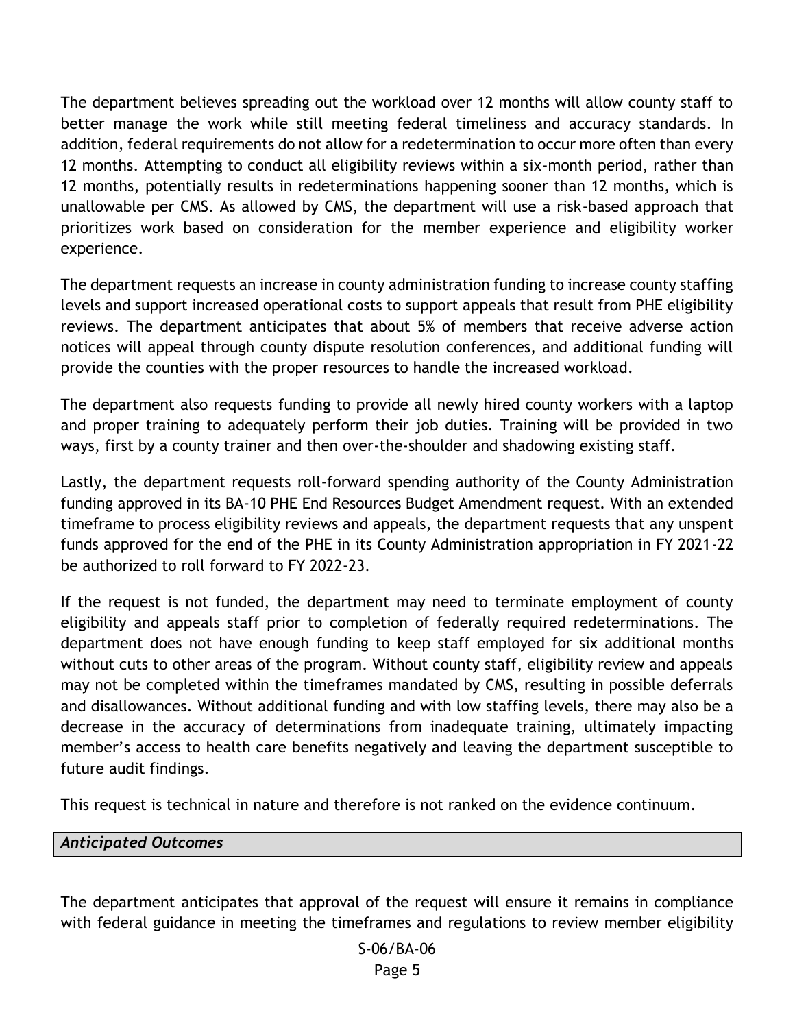The department believes spreading out the workload over 12 months will allow county staff to better manage the work while still meeting federal timeliness and accuracy standards. In addition, federal requirements do not allow for a redetermination to occur more often than every 12 months. Attempting to conduct all eligibility reviews within a six-month period, rather than 12 months, potentially results in redeterminations happening sooner than 12 months, which is unallowable per CMS. As allowed by CMS, the department will use a risk-based approach that prioritizes work based on consideration for the member experience and eligibility worker experience.

The department requests an increase in county administration funding to increase county staffing levels and support increased operational costs to support appeals that result from PHE eligibility reviews. The department anticipates that about 5% of members that receive adverse action notices will appeal through county dispute resolution conferences, and additional funding will provide the counties with the proper resources to handle the increased workload.

The department also requests funding to provide all newly hired county workers with a laptop and proper training to adequately perform their job duties. Training will be provided in two ways, first by a county trainer and then over-the-shoulder and shadowing existing staff.

Lastly, the department requests roll-forward spending authority of the County Administration funding approved in its BA-10 PHE End Resources Budget Amendment request. With an extended timeframe to process eligibility reviews and appeals, the department requests that any unspent funds approved for the end of the PHE in its County Administration appropriation in FY 2021-22 be authorized to roll forward to FY 2022-23.

If the request is not funded, the department may need to terminate employment of county eligibility and appeals staff prior to completion of federally required redeterminations. The department does not have enough funding to keep staff employed for six additional months without cuts to other areas of the program. Without county staff, eligibility review and appeals may not be completed within the timeframes mandated by CMS, resulting in possible deferrals and disallowances. Without additional funding and with low staffing levels, there may also be a decrease in the accuracy of determinations from inadequate training, ultimately impacting member's access to health care benefits negatively and leaving the department susceptible to future audit findings.

This request is technical in nature and therefore is not ranked on the evidence continuum.

### *Anticipated Outcomes*

The department anticipates that approval of the request will ensure it remains in compliance with federal guidance in meeting the timeframes and regulations to review member eligibility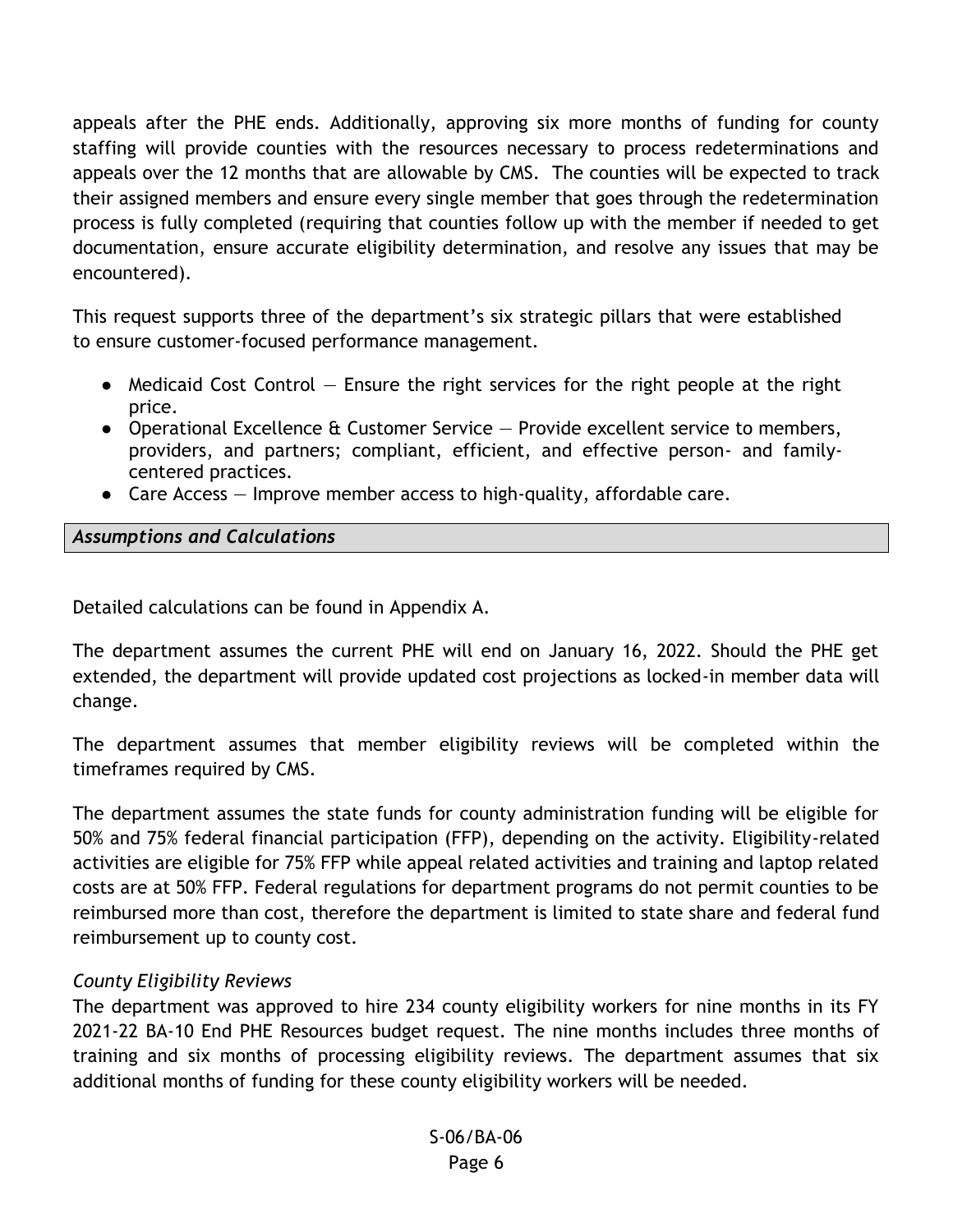appeals after the PHE ends. Additionally, approving six more months of funding for county staffing will provide counties with the resources necessary to process redeterminations and appeals over the 12 months that are allowable by CMS. The counties will be expected to track their assigned members and ensure every single member that goes through the redetermination process is fully completed (requiring that counties follow up with the member if needed to get documentation, ensure accurate eligibility determination, and resolve any issues that may be encountered).

This request supports three of the department's six strategic pillars that were established to ensure customer-focused performance management.

- Medicaid Cost Control — Ensure the right services for the right people at the right price.
- Operational Excellence & Customer Service — Provide excellent service to members, providers, and partners; compliant, efficient, and effective person- and family-centered practices.
- Care Access — Improve member access to high-quality, affordable care.

## *Assumptions and Calculations*

Detailed calculations can be found in Appendix A.

The department assumes the current PHE will end on January 16, 2022. Should the PHE get extended, the department will provide updated cost projections as locked-in member data will change.

The department assumes that member eligibility reviews will be completed within the timeframes required by CMS.

The department assumes the state funds for county administration funding will be eligible for 50% and 75% federal financial participation (FFP), depending on the activity. Eligibility-related activities are eligible for 75% FFP while appeal related activities and training and laptop related costs are at 50% FFP. Federal regulations for department programs do not permit counties to be reimbursed more than cost, therefore the department is limited to state share and federal fund reimbursement up to county cost.

### *County Eligibility Reviews*

The department was approved to hire 234 county eligibility workers for nine months in its FY 2021-22 BA-10 End PHE Resources budget request. The nine months includes three months of training and six months of processing eligibility reviews. The department assumes that six additional months of funding for these county eligibility workers will be needed.

S-06/BA-06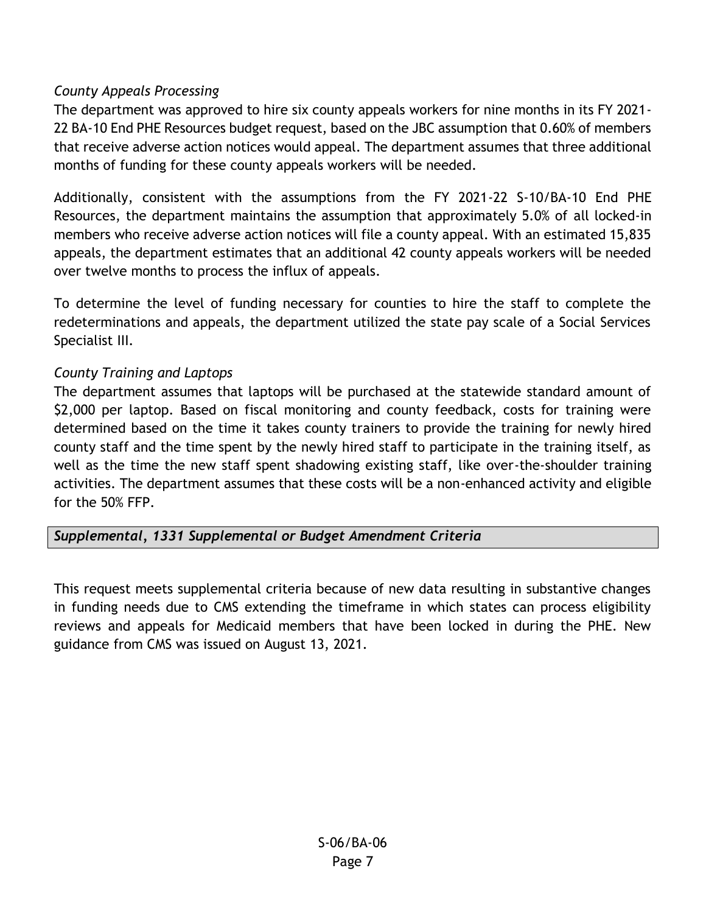*County Appeals Processing*

The department was approved to hire six county appeals workers for nine months in its FY 2021-22 BA-10 End PHE Resources budget request, based on the JBC assumption that 0.60% of members that receive adverse action notices would appeal. The department assumes that three additional months of funding for these county appeals workers will be needed.

Additionally, consistent with the assumptions from the FY 2021-22 S-10/BA-10 End PHE Resources, the department maintains the assumption that approximately 5.0% of all locked-in members who receive adverse action notices will file a county appeal. With an estimated 15,835 appeals, the department estimates that an additional 42 county appeals workers will be needed over twelve months to process the influx of appeals.

To determine the level of funding necessary for counties to hire the staff to complete the redeterminations and appeals, the department utilized the state pay scale of a Social Services Specialist III.

*County Training and Laptops*

The department assumes that laptops will be purchased at the statewide standard amount of $2,000 per laptop. Based on fiscal monitoring and county feedback, costs for training were determined based on the time it takes county trainers to provide the training for newly hired county staff and the time spent by the newly hired staff to participate in the training itself, as well as the time the new staff spent shadowing existing staff, like over-the-shoulder training activities. The department assumes that these costs will be a non-enhanced activity and eligible for the 50% FFP.

### *Supplemental, 1331 Supplemental or Budget Amendment Criteria*

This request meets supplemental criteria because of new data resulting in substantive changes in funding needs due to CMS extending the timeframe in which states can process eligibility reviews and appeals for Medicaid members that have been locked in during the PHE. New guidance from CMS was issued on August 13, 2021.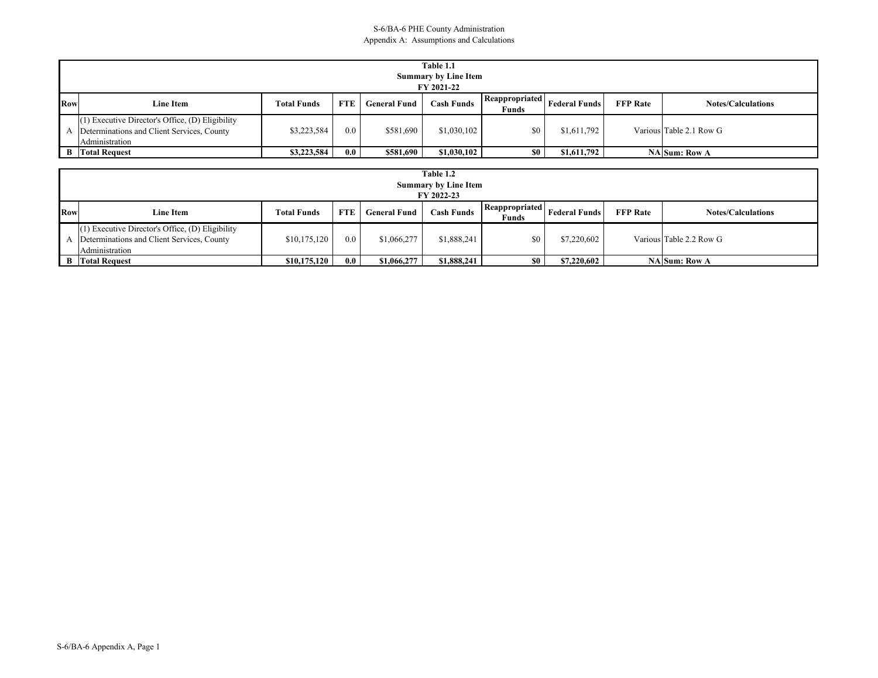S-6/BA-6 PHE County Administration
Appendix A: Assumptions and Calculations

| Table 1.1 Summary by Line Item FY 2021-22 | | | | | | | | | |
|---|---|---|---|---|---|---|---|---|---|
| Row | Line Item | Total Funds | FTE | General Fund | Cash Funds | Reappropriated Funds | Federal Funds | FFP Rate | Notes/Calculations |
| A | (1) Executive Director's Office, (D) Eligibility Determinations and Client Services, County Administration | $3,223,584 | 0.0 | $581,690 | $1,030,102 | $0 | $1,611,792 | Various | Table 2.1 Row G |
| **B** | **Total Request** | **$3,223,584** | **0.0** | **$581,690** | **$1,030,102** | **$0** | **$1,611,792** | **NA** | **Sum: Row A** |

| Table 1.2 Summary by Line Item FY 2022-23 | | | | | | | | | |
|---|---|---|---|---|---|---|---|---|---|
| Row | Line Item | Total Funds | FTE | General Fund | Cash Funds | Reappropriated Funds | Federal Funds | FFP Rate | Notes/Calculations |
| A | (1) Executive Director's Office, (D) Eligibility Determinations and Client Services, County Administration | $10,175,120 | 0.0 | $1,066,277 | $1,888,241 | $0 | $7,220,602 | Various | Table 2.2 Row G |
| **B** | **Total Request** | **$10,175,120** | **0.0** | **$1,066,277** | **$1,888,241** | **$0** | **$7,220,602** | **NA** | **Sum: Row A** |

S-6/BA-6 Appendix A, Page 1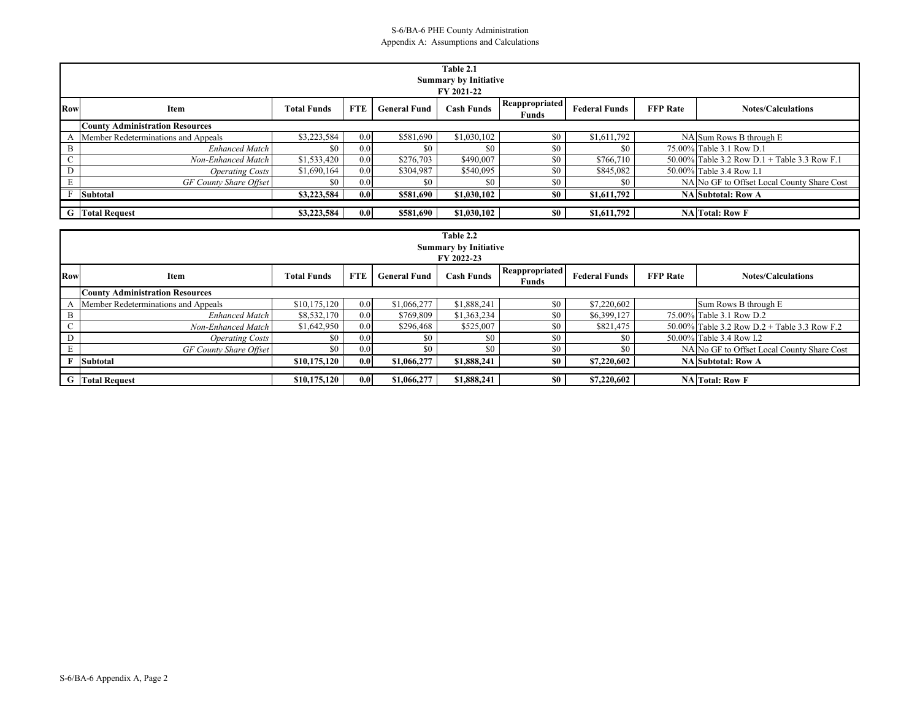S-6/BA-6 PHE County Administration
Appendix A: Assumptions and Calculations

| Table 2.1 Summary by Initiative FY 2021-22 | | | | | | | | | |
|---|---|---|---|---|---|---|---|---|---|
| Row | Item | Total Funds | FTE | General Fund | Cash Funds | Reappropriated Funds | Federal Funds | FFP Rate | Notes/Calculations |
| | **County Administration Resources** | | | | | | | | |
| A | Member Redeterminations and Appeals | $3,223,584 | 0.0 | $581,690 | $1,030,102 | $0 | $1,611,792 | NA | Sum Rows B through E |
| B | *Enhanced Match* | $0 | 0.0 | $0 | $0 | $0 | $0 | 75.00% | Table 3.1 Row D.1 |
| C | *Non-Enhanced Match* | $1,533,420 | 0.0 | $276,703 | $490,007 | $0 | $766,710 | 50.00% | Table 3.2 Row D.1 + Table 3.3 Row F.1 |
| D | *Operating Costs* | $1,690,164 | 0.0 | $304,987 | $540,095 | $0 | $845,082 | 50.00% | Table 3.4 Row I.1 |
| E | *GF County Share Offset* | $0 | 0.0 | $0 | $0 | $0 | $0 | NA | No GF to Offset Local County Share Cost |
| F | **Subtotal** | **$3,223,584** | **0.0** | **$581,690** | **$1,030,102** | **$0** | **$1,611,792** | **NA** | **Subtotal: Row A** |
| G | **Total Request** | **$3,223,584** | **0.0** | **$581,690** | **$1,030,102** | **$0** | **$1,611,792** | **NA** | **Total: Row F** |

| Table 2.2 Summary by Initiative FY 2022-23 | | | | | | | | | |
|---|---|---|---|---|---|---|---|---|---|
| Row | Item | Total Funds | FTE | General Fund | Cash Funds | Reappropriated Funds | Federal Funds | FFP Rate | Notes/Calculations |
| | **County Administration Resources** | | | | | | | | |
| A | Member Redeterminations and Appeals | $10,175,120 | 0.0 | $1,066,277 | $1,888,241 | $0 | $7,220,602 | | Sum Rows B through E |
| B | *Enhanced Match* | $8,532,170 | 0.0 | $769,809 | $1,363,234 | $0 | $6,399,127 | 75.00% | Table 3.1 Row D.2 |
| C | *Non-Enhanced Match* | $1,642,950 | 0.0 | $296,468 | $525,007 | $0 | $821,475 | 50.00% | Table 3.2 Row D.2 + Table 3.3 Row F.2 |
| D | *Operating Costs* | $0 | 0.0 | $0 | $0 | $0 | $0 | 50.00% | Table 3.4 Row I.2 |
| E | *GF County Share Offset* | $0 | 0.0 | $0 | $0 | $0 | $0 | NA | No GF to Offset Local County Share Cost |
| F | **Subtotal** | **$10,175,120** | **0.0** | **$1,066,277** | **$1,888,241** | **$0** | **$7,220,602** | **NA** | **Subtotal: Row A** |
| G | **Total Request** | **$10,175,120** | **0.0** | **$1,066,277** | **$1,888,241** | **$0** | **$7,220,602** | **NA** | **Total: Row F** |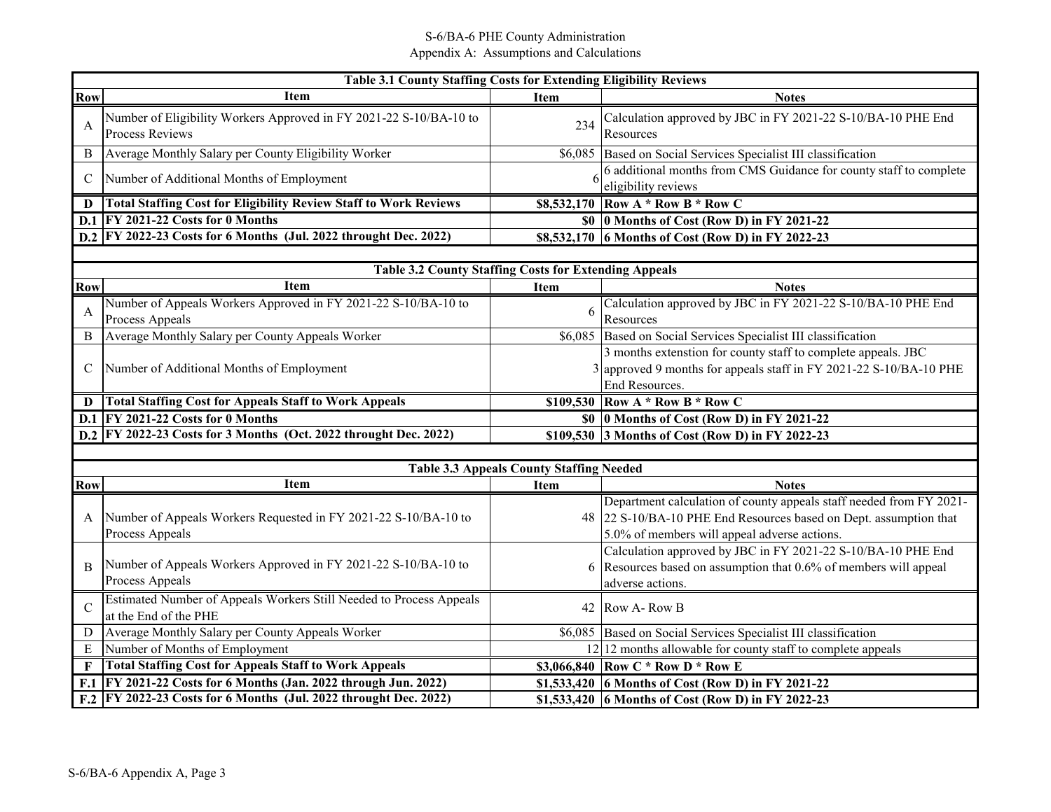S-6/BA-6 PHE County Administration
Appendix A: Assumptions and Calculations

| Table 3.1 County Staffing Costs for Extending Eligibility Reviews | | | |
|---|---|---|---|
| **Row** | **Item** | **Item** | **Notes** |
| A | Number of Eligibility Workers Approved in FY 2021-22 S-10/BA-10 to Process Reviews | 234 | Calculation approved by JBC in FY 2021-22 S-10/BA-10 PHE End Resources |
| B | Average Monthly Salary per County Eligibility Worker | $6,085 | Based on Social Services Specialist III classification |
| C | Number of Additional Months of Employment | 6 | 6 additional months from CMS Guidance for county staff to complete eligibility reviews |
| **D** | **Total Staffing Cost for Eligibility Review Staff to Work Reviews** | **$8,532,170** | **Row A * Row B * Row C** |
| **D.1** | **FY 2021-22 Costs for 0 Months** | **$0** | **0 Months of Cost (Row D) in FY 2021-22** |
| **D.2** | **FY 2022-23 Costs for 6 Months (Jul. 2022 throught Dec. 2022)** | **$8,532,170** | **6 Months of Cost (Row D) in FY 2022-23** |

| Table 3.2 County Staffing Costs for Extending Appeals | | | |
|---|---|---|---|
| **Row** | **Item** | **Item** | **Notes** |
| A | Number of Appeals Workers Approved in FY 2021-22 S-10/BA-10 to Process Appeals | 6 | Calculation approved by JBC in FY 2021-22 S-10/BA-10 PHE End Resources |
| B | Average Monthly Salary per County Appeals Worker | $6,085 | Based on Social Services Specialist III classification |
| C | Number of Additional Months of Employment | 3 | 3 months extenstion for county staff to complete appeals. JBC approved 9 months for appeals staff in FY 2021-22 S-10/BA-10 PHE End Resources. |
| **D** | **Total Staffing Cost for Appeals Staff to Work Appeals** | **$109,530** | **Row A * Row B * Row C** |
| **D.1** | **FY 2021-22 Costs for 0 Months** | **$0** | **0 Months of Cost (Row D) in FY 2021-22** |
| **D.2** | **FY 2022-23 Costs for 3 Months (Oct. 2022 throught Dec. 2022)** | **$109,530** | **3 Months of Cost (Row D) in FY 2022-23** |

| Table 3.3 Appeals County Staffing Needed | | | |
|---|---|---|---|
| **Row** | **Item** | **Item** | **Notes** |
| A | Number of Appeals Workers Requested in FY 2021-22 S-10/BA-10 to Process Appeals | 48 | Department calculation of county appeals staff needed from FY 2021-22 S-10/BA-10 PHE End Resources based on Dept. assumption that 5.0% of members will appeal adverse actions. |
| B | Number of Appeals Workers Approved in FY 2021-22 S-10/BA-10 to Process Appeals | 6 | Calculation approved by JBC in FY 2021-22 S-10/BA-10 PHE End Resources based on assumption that 0.6% of members will appeal adverse actions. |
| C | Estimated Number of Appeals Workers Still Needed to Process Appeals at the End of the PHE | 42 | Row A- Row B |
| D | Average Monthly Salary per County Appeals Worker | $6,085 | Based on Social Services Specialist III classification |
| E | Number of Months of Employment | 12 | 12 months allowable for county staff to complete appeals |
| **F** | **Total Staffing Cost for Appeals Staff to Work Appeals** | **$3,066,840** | **Row C * Row D * Row E** |
| **F.1** | **FY 2021-22 Costs for 6 Months (Jan. 2022 through Jun. 2022)** | **$1,533,420** | **6 Months of Cost (Row D) in FY 2021-22** |
| **F.2** | **FY 2022-23 Costs for 6 Months (Jul. 2022 throught Dec. 2022)** | **$1,533,420** | **6 Months of Cost (Row D) in FY 2022-23** |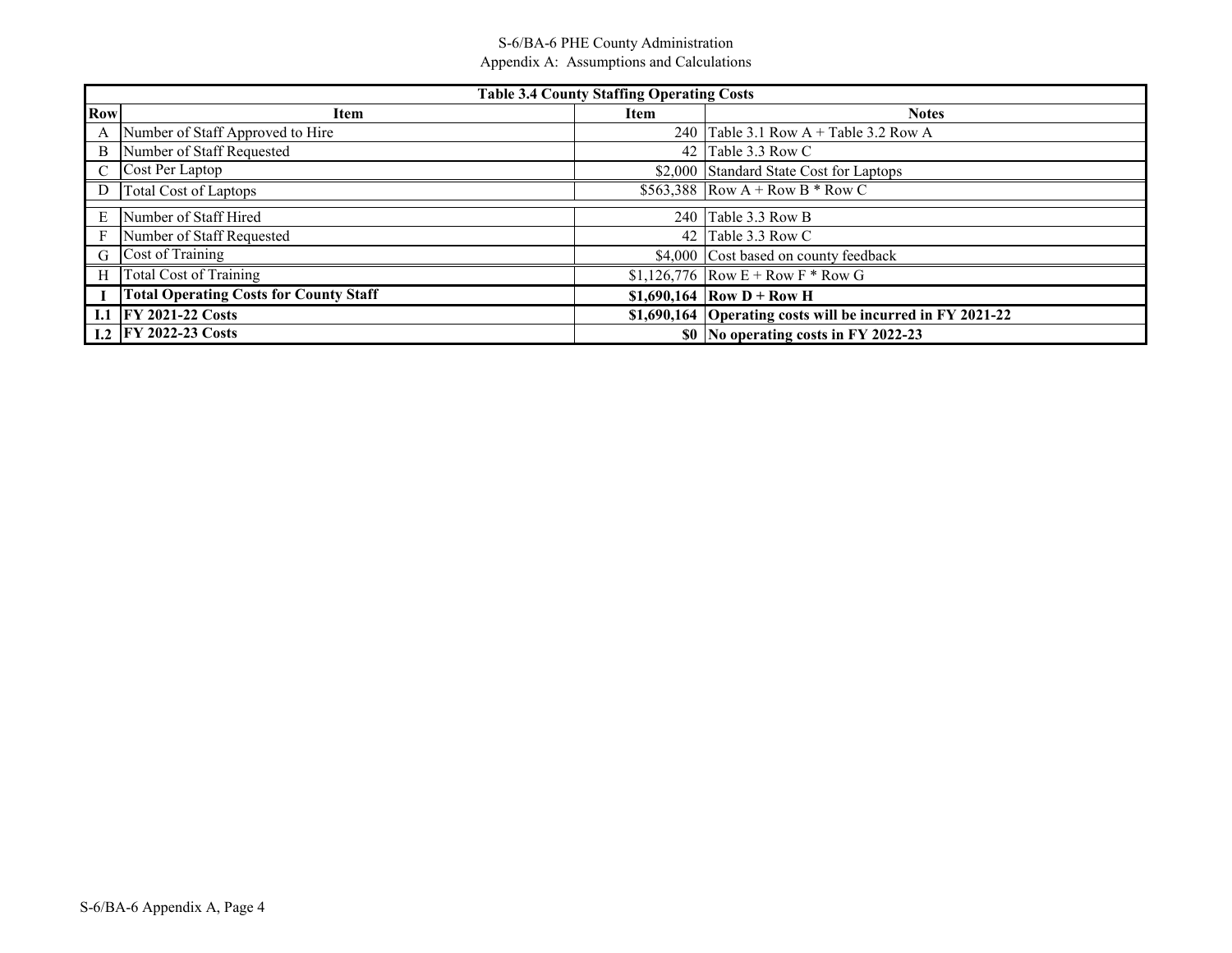S-6/BA-6 PHE County Administration
Appendix A: Assumptions and Calculations

| Table 3.4 County Staffing Operating Costs | | | |
|---|---|---|---|
| **Row** | **Item** | **Item** | **Notes** |
| A | Number of Staff Approved to Hire | 240 | Table 3.1 Row A + Table 3.2 Row A |
| B | Number of Staff Requested | 42 | Table 3.3 Row C |
| C | Cost Per Laptop | $2,000 | Standard State Cost for Laptops |
| D | Total Cost of Laptops | $563,388 | Row A + Row B * Row C |
| E | Number of Staff Hired | 240 | Table 3.3 Row B |
| F | Number of Staff Requested | 42 | Table 3.3 Row C |
| G | Cost of Training | $4,000 | Cost based on county feedback |
| H | Total Cost of Training | $1,126,776 | Row E + Row F * Row G |
| **I** | **Total Operating Costs for County Staff** | **$1,690,164** | **Row D + Row H** |
| **I.1** | **FY 2021-22 Costs** | **$1,690,164** | **Operating costs will be incurred in FY 2021-22** |
| **I.2** | **FY 2022-23 Costs** | **$0** | **No operating costs in FY 2022-23** |

S-6/BA-6 Appendix A, Page 4